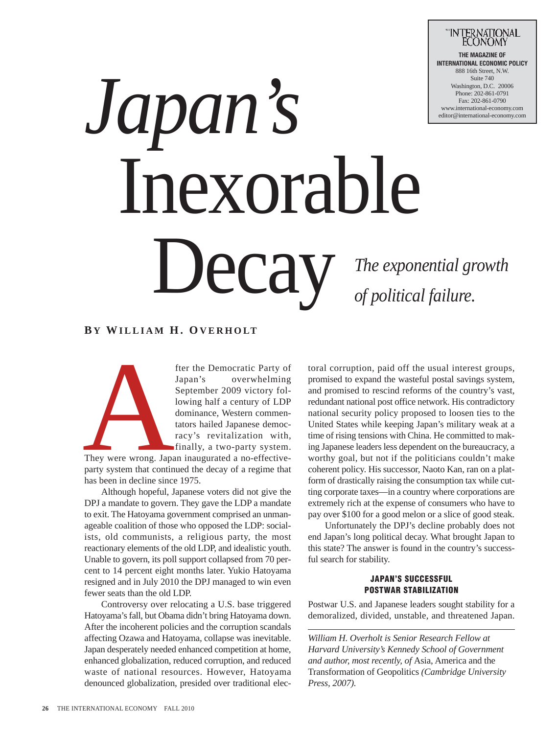# *Japan's* Inexorable Decay

*The exponential growth of political failure.*

**BY WILLIAM H. OVERHOLT**

After the Democratic Party of Japan's overwhelming September 2009 victory following half a century of LDP dominance, Western commentators hailed Japanese democracy's revitalization with, finally, a two-party system. They were wrong. Japan inaugurated a no-effective-party system that continued the decay of a regime that has been in decline since 1975.

Although hopeful, Japanese voters did not give the DPJ a mandate to govern. They gave the LDP a mandate to exit. The Hatoyama government comprised an unmanageable coalition of those who opposed the LDP: socialists, old communists, a religious party, the most reactionary elements of the old LDP, and idealistic youth. Unable to govern, its poll support collapsed from 70 percent to 14 percent eight months later. Yukio Hatoyama resigned and in July 2010 the DPJ managed to win even fewer seats than the old LDP.

Controversy over relocating a U.S. base triggered Hatoyama's fall, but Obama didn't bring Hatoyama down. After the incoherent policies and the corruption scandals affecting Ozawa and Hatoyama, collapse was inevitable. Japan desperately needed enhanced competition at home, enhanced globalization, reduced corruption, and reduced waste of national resources. However, Hatoyama denounced globalization, presided over traditional electoral corruption, paid off the usual interest groups, promised to expand the wasteful postal savings system, and promised to rescind reforms of the country's vast, redundant national post office network. His contradictory national security policy proposed to loosen ties to the United States while keeping Japan's military weak at a time of rising tensions with China. He committed to making Japanese leaders less dependent on the bureaucracy, a worthy goal, but not if the politicians couldn't make coherent policy. His successor, Naoto Kan, ran on a platform of drastically raising the consumption tax while cutting corporate taxes—in a country where corporations are extremely rich at the expense of consumers who have to pay over $100 for a good melon or a slice of good steak.

Unfortunately the DPJ's decline probably does not end Japan's long political decay. What brought Japan to this state? The answer is found in the country's successful search for stability.

### JAPAN'S SUCCESSFUL POSTWAR STABILIZATION

Postwar U.S. and Japanese leaders sought stability for a demoralized, divided, unstable, and threatened Japan.

---

*William H. Overholt is Senior Research Fellow at Harvard University's Kennedy School of Government and author, most recently, of* Asia, America and the Transformation of Geopolitics *(Cambridge University Press, 2007).*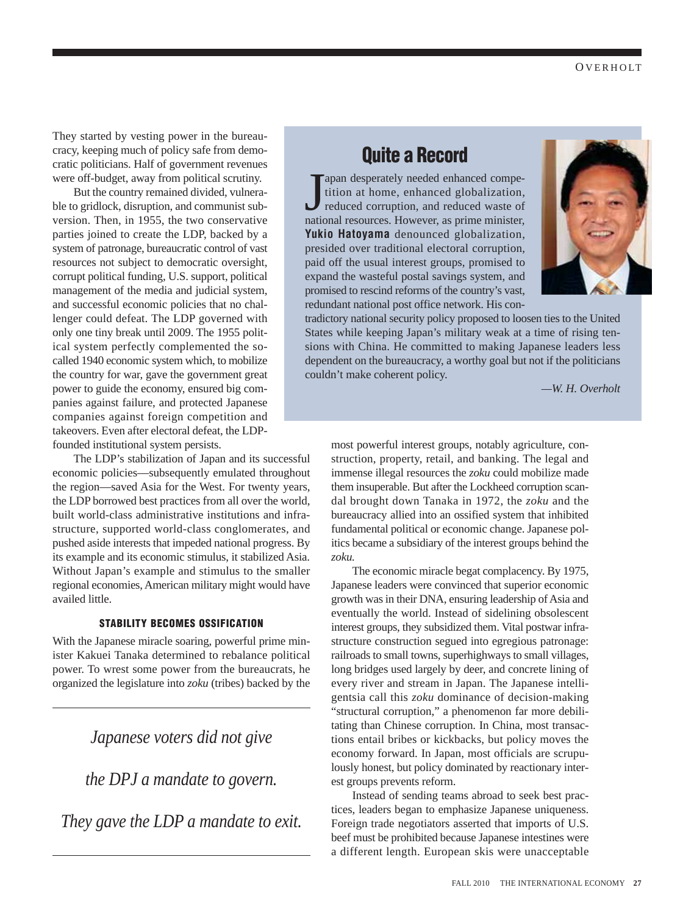They started by vesting power in the bureaucracy, keeping much of policy safe from democratic politicians. Half of government revenues were off-budget, away from political scrutiny.

But the country remained divided, vulnerable to gridlock, disruption, and communist subversion. Then, in 1955, the two conservative parties joined to create the LDP, backed by a system of patronage, bureaucratic control of vast resources not subject to democratic oversight, corrupt political funding, U.S. support, political management of the media and judicial system, and successful economic policies that no challenger could defeat. The LDP governed with only one tiny break until 2009. The 1955 political system perfectly complemented the so-called 1940 economic system which, to mobilize the country for war, gave the government great power to guide the economy, ensured big companies against failure, and protected Japanese companies against foreign competition and takeovers. Even after electoral defeat, the LDP-founded institutional system persists.

The LDP's stabilization of Japan and its successful economic policies—subsequently emulated throughout the region—saved Asia for the West. For twenty years, the LDP borrowed best practices from all over the world, built world-class administrative institutions and infrastructure, supported world-class conglomerates, and pushed aside interests that impeded national progress. By its example and its economic stimulus, it stabilized Asia. Without Japan's example and stimulus to the smaller regional economies, American military might would have availed little.

> ## Quite a Record
>
> Japan desperately needed enhanced competition at home, enhanced globalization, reduced corruption, and reduced waste of national resources. However, as prime minister, **Yukio Hatoyama** denounced globalization, presided over traditional electoral corruption, paid off the usual interest groups, promised to expand the wasteful postal savings system, and promised to rescind reforms of the country's vast, redundant national post office network. His contradictory national security policy proposed to loosen ties to the United States while keeping Japan's military weak at a time of rising tensions with China. He committed to making Japanese leaders less dependent on the bureaucracy, a worthy goal but not if the politicians couldn't make coherent policy.
>
> *—W. H. Overholt*

### STABILITY BECOMES OSSIFICATION

With the Japanese miracle soaring, powerful prime minister Kakuei Tanaka determined to rebalance political power. To wrest some power from the bureaucrats, he organized the legislature into *zoku* (tribes) backed by the most powerful interest groups, notably agriculture, construction, property, retail, and banking. The legal and immense illegal resources the *zoku* could mobilize made them insuperable. But after the Lockheed corruption scandal brought down Tanaka in 1972, the *zoku* and the bureaucracy allied into an ossified system that inhibited fundamental political or economic change. Japanese politics became a subsidiary of the interest groups behind the *zoku.*

> *Japanese voters did not give the DPJ a mandate to govern. They gave the LDP a mandate to exit.*

The economic miracle begat complacency. By 1975, Japanese leaders were convinced that superior economic growth was in their DNA, ensuring leadership of Asia and eventually the world. Instead of sidelining obsolescent interest groups, they subsidized them. Vital postwar infrastructure construction segued into egregious patronage: railroads to small towns, superhighways to small villages, long bridges used largely by deer, and concrete lining of every river and stream in Japan. The Japanese intelligentsia call this *zoku* dominance of decision-making "structural corruption," a phenomenon far more debilitating than Chinese corruption. In China, most transactions entail bribes or kickbacks, but policy moves the economy forward. In Japan, most officials are scrupulously honest, but policy dominated by reactionary interest groups prevents reform.

Instead of sending teams abroad to seek best practices, leaders began to emphasize Japanese uniqueness. Foreign trade negotiators asserted that imports of U.S. beef must be prohibited because Japanese intestines were a different length. European skis were unacceptable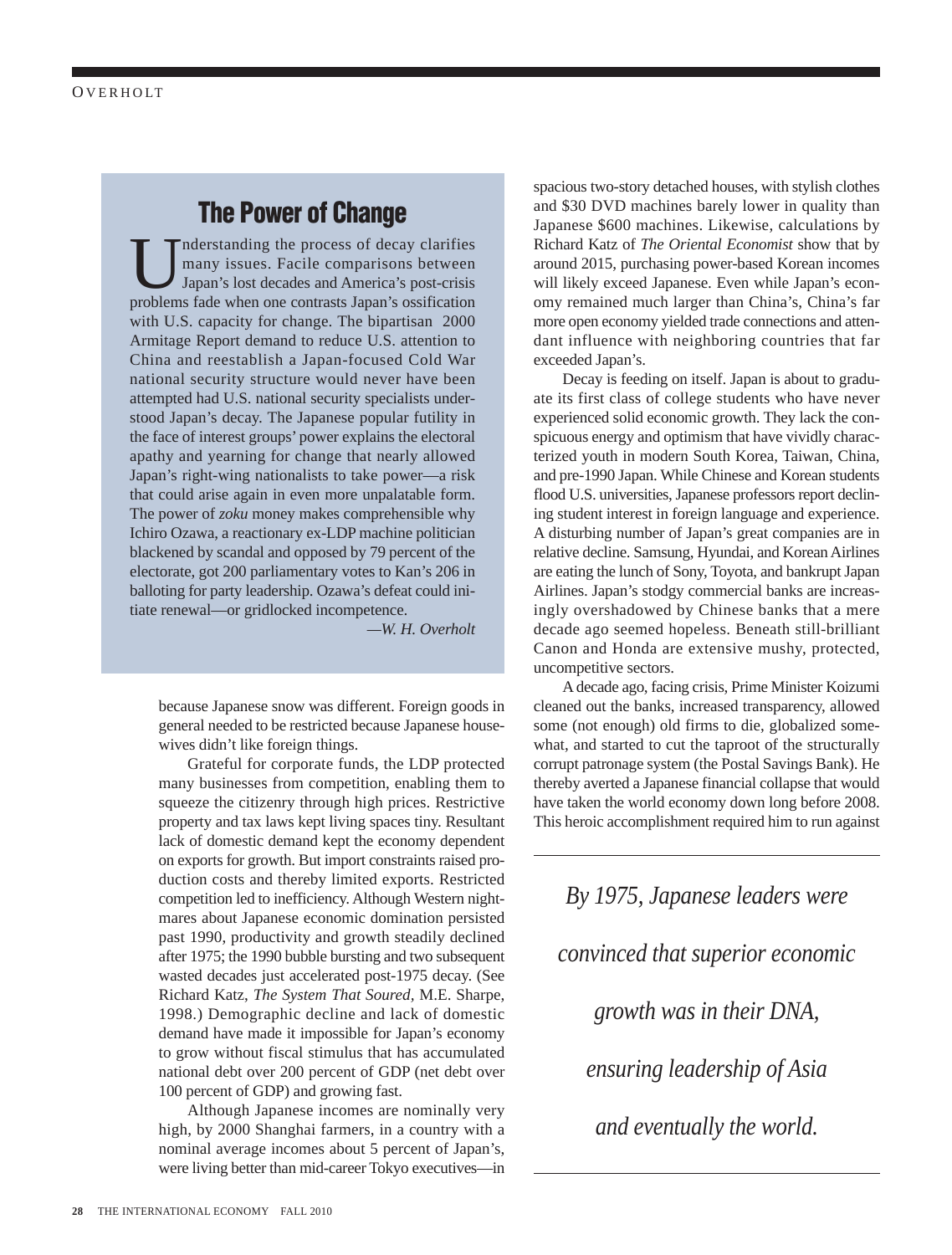## The Power of Change

Understanding the process of decay clarifies many issues. Facile comparisons between Japan's lost decades and America's post-crisis problems fade when one contrasts Japan's ossification with U.S. capacity for change. The bipartisan 2000 Armitage Report demand to reduce U.S. attention to China and reestablish a Japan-focused Cold War national security structure would never have been attempted had U.S. national security specialists understood Japan's decay. The Japanese popular futility in the face of interest groups' power explains the electoral apathy and yearning for change that nearly allowed Japan's right-wing nationalists to take power—a risk that could arise again in even more unpalatable form. The power of *zoku* money makes comprehensible why Ichiro Ozawa, a reactionary ex-LDP machine politician blackened by scandal and opposed by 79 percent of the electorate, got 200 parliamentary votes to Kan's 206 in balloting for party leadership. Ozawa's defeat could initiate renewal—or gridlocked incompetence.

*—W. H. Overholt*

because Japanese snow was different. Foreign goods in general needed to be restricted because Japanese housewives didn't like foreign things.

Grateful for corporate funds, the LDP protected many businesses from competition, enabling them to squeeze the citizenry through high prices. Restrictive property and tax laws kept living spaces tiny. Resultant lack of domestic demand kept the economy dependent on exports for growth. But import constraints raised production costs and thereby limited exports. Restricted competition led to inefficiency. Although Western nightmares about Japanese economic domination persisted past 1990, productivity and growth steadily declined after 1975; the 1990 bubble bursting and two subsequent wasted decades just accelerated post-1975 decay. (See Richard Katz, *The System That Soured,* M.E. Sharpe, 1998.) Demographic decline and lack of domestic demand have made it impossible for Japan's economy to grow without fiscal stimulus that has accumulated national debt over 200 percent of GDP (net debt over 100 percent of GDP) and growing fast.

Although Japanese incomes are nominally very high, by 2000 Shanghai farmers, in a country with a nominal average incomes about 5 percent of Japan's, were living better than mid-career Tokyo executives—in spacious two-story detached houses, with stylish clothes and $30 DVD machines barely lower in quality than Japanese $600 machines. Likewise, calculations by Richard Katz of *The Oriental Economist* show that by around 2015, purchasing power-based Korean incomes will likely exceed Japanese. Even while Japan's economy remained much larger than China's, China's far more open economy yielded trade connections and attendant influence with neighboring countries that far exceeded Japan's.

Decay is feeding on itself. Japan is about to graduate its first class of college students who have never experienced solid economic growth. They lack the conspicuous energy and optimism that have vividly characterized youth in modern South Korea, Taiwan, China, and pre-1990 Japan. While Chinese and Korean students flood U.S. universities, Japanese professors report declining student interest in foreign language and experience. A disturbing number of Japan's great companies are in relative decline. Samsung, Hyundai, and Korean Airlines are eating the lunch of Sony, Toyota, and bankrupt Japan Airlines. Japan's stodgy commercial banks are increasingly overshadowed by Chinese banks that a mere decade ago seemed hopeless. Beneath still-brilliant Canon and Honda are extensive mushy, protected, uncompetitive sectors.

A decade ago, facing crisis, Prime Minister Koizumi cleaned out the banks, increased transparency, allowed some (not enough) old firms to die, globalized somewhat, and started to cut the taproot of the structurally corrupt patronage system (the Postal Savings Bank). He thereby averted a Japanese financial collapse that would have taken the world economy down long before 2008. This heroic accomplishment required him to run against

*By 1975, Japanese leaders were convinced that superior economic growth was in their DNA, ensuring leadership of Asia and eventually the world.*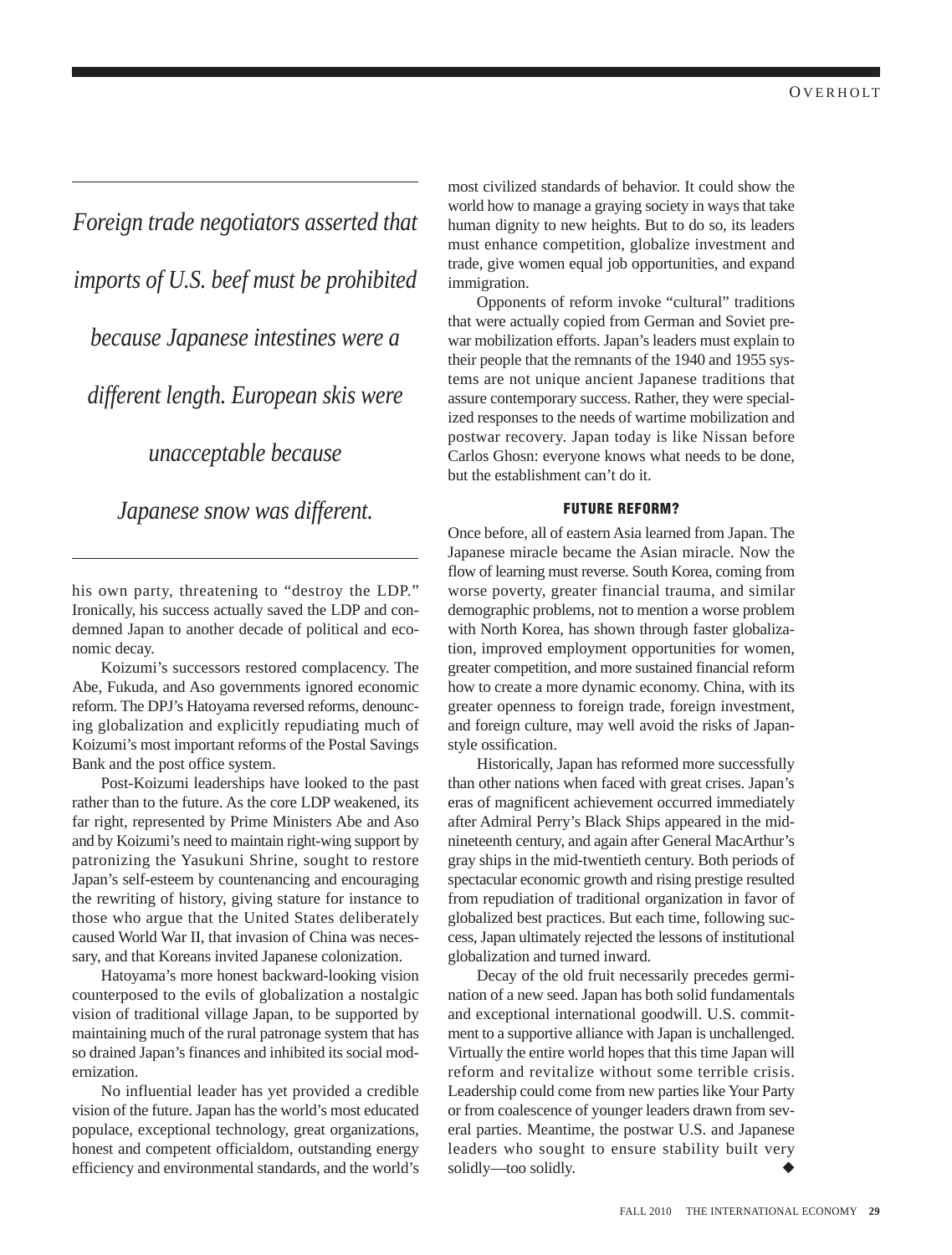*Foreign trade negotiators asserted that imports of U.S. beef must be prohibited because Japanese intestines were a different length. European skis were unacceptable because Japanese snow was different.*

his own party, threatening to "destroy the LDP." Ironically, his success actually saved the LDP and condemned Japan to another decade of political and economic decay.

Koizumi's successors restored complacency. The Abe, Fukuda, and Aso governments ignored economic reform. The DPJ's Hatoyama reversed reforms, denouncing globalization and explicitly repudiating much of Koizumi's most important reforms of the Postal Savings Bank and the post office system.

Post-Koizumi leaderships have looked to the past rather than to the future. As the core LDP weakened, its far right, represented by Prime Ministers Abe and Aso and by Koizumi's need to maintain right-wing support by patronizing the Yasukuni Shrine, sought to restore Japan's self-esteem by countenancing and encouraging the rewriting of history, giving stature for instance to those who argue that the United States deliberately caused World War II, that invasion of China was necessary, and that Koreans invited Japanese colonization.

Hatoyama's more honest backward-looking vision counterposed to the evils of globalization a nostalgic vision of traditional village Japan, to be supported by maintaining much of the rural patronage system that has so drained Japan's finances and inhibited its social modernization.

No influential leader has yet provided a credible vision of the future. Japan has the world's most educated populace, exceptional technology, great organizations, honest and competent officialdom, outstanding energy efficiency and environmental standards, and the world's most civilized standards of behavior. It could show the world how to manage a graying society in ways that take human dignity to new heights. But to do so, its leaders must enhance competition, globalize investment and trade, give women equal job opportunities, and expand immigration.

Opponents of reform invoke "cultural" traditions that were actually copied from German and Soviet prewar mobilization efforts. Japan's leaders must explain to their people that the remnants of the 1940 and 1955 systems are not unique ancient Japanese traditions that assure contemporary success. Rather, they were specialized responses to the needs of wartime mobilization and postwar recovery. Japan today is like Nissan before Carlos Ghosn: everyone knows what needs to be done, but the establishment can't do it.

## FUTURE REFORM?

Once before, all of eastern Asia learned from Japan. The Japanese miracle became the Asian miracle. Now the flow of learning must reverse. South Korea, coming from worse poverty, greater financial trauma, and similar demographic problems, not to mention a worse problem with North Korea, has shown through faster globalization, improved employment opportunities for women, greater competition, and more sustained financial reform how to create a more dynamic economy. China, with its greater openness to foreign trade, foreign investment, and foreign culture, may well avoid the risks of Japan-style ossification.

Historically, Japan has reformed more successfully than other nations when faced with great crises. Japan's eras of magnificent achievement occurred immediately after Admiral Perry's Black Ships appeared in the mid-nineteenth century, and again after General MacArthur's gray ships in the mid-twentieth century. Both periods of spectacular economic growth and rising prestige resulted from repudiation of traditional organization in favor of globalized best practices. But each time, following success, Japan ultimately rejected the lessons of institutional globalization and turned inward.

Decay of the old fruit necessarily precedes germination of a new seed. Japan has both solid fundamentals and exceptional international goodwill. U.S. commitment to a supportive alliance with Japan is unchallenged. Virtually the entire world hopes that this time Japan will reform and revitalize without some terrible crisis. Leadership could come from new parties like Your Party or from coalescence of younger leaders drawn from several parties. Meantime, the postwar U.S. and Japanese leaders who sought to ensure stability built very solidly—too solidly. ◆